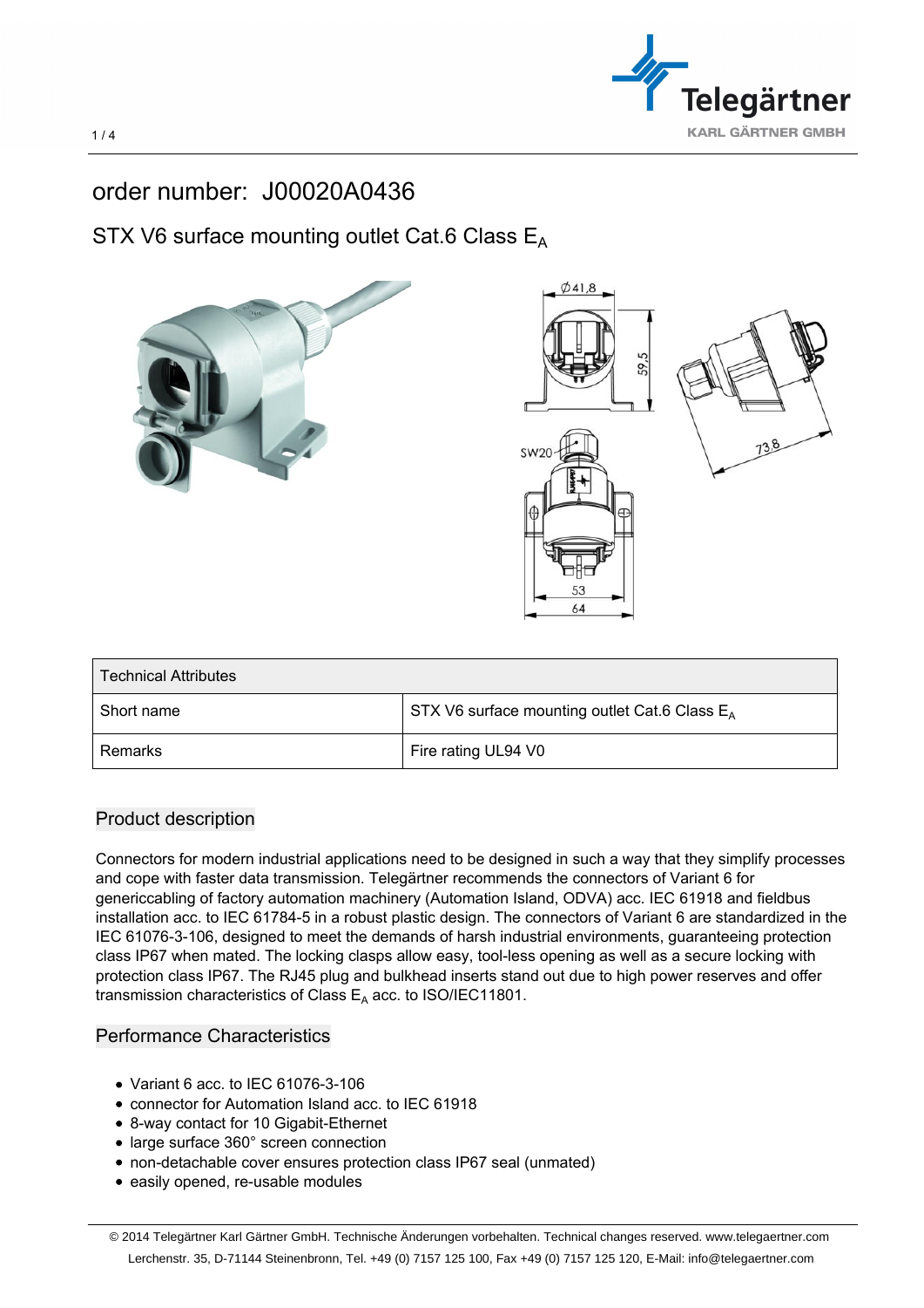# order number: J00020A0436

## STX V6 surface mounting outlet Cat.6 Class $E_A$

| Technical Attributes | |
|---|---|
| Short name | STX V6 surface mounting outlet Cat.6 Class $E_A$ |
| Remarks | Fire rating UL94 V0 |

### Product description

Connectors for modern industrial applications need to be designed in such a way that they simplify processes and cope with faster data transmission. Telegärtner recommends the connectors of Variant 6 for genericcabling of factory automation machinery (Automation Island, ODVA) acc. IEC 61918 and fieldbus installation acc. to IEC 61784-5 in a robust plastic design. The connectors of Variant 6 are standardized in the IEC 61076-3-106, designed to meet the demands of harsh industrial environments, guaranteeing protection class IP67 when mated. The locking clasps allow easy, tool-less opening as well as a secure locking with protection class IP67. The RJ45 plug and bulkhead inserts stand out due to high power reserves and offer transmission characteristics of Class $E_A$ acc. to ISO/IEC11801.

### Performance Characteristics

- Variant 6 acc. to IEC 61076-3-106
- connector for Automation Island acc. to IEC 61918
- 8-way contact for 10 Gigabit-Ethernet
- large surface 360° screen connection
- non-detachable cover ensures protection class IP67 seal (unmated)
- easily opened, re-usable modules

© 2014 Telegärtner Karl Gärtner GmbH. Technische Änderungen vorbehalten. Technical changes reserved. www.telegaertner.com
Lerchenstr. 35, D-71144 Steinenbronn, Tel. +49 (0) 7157 125 100, Fax +49 (0) 7157 125 120, E-Mail: info@telegaertner.com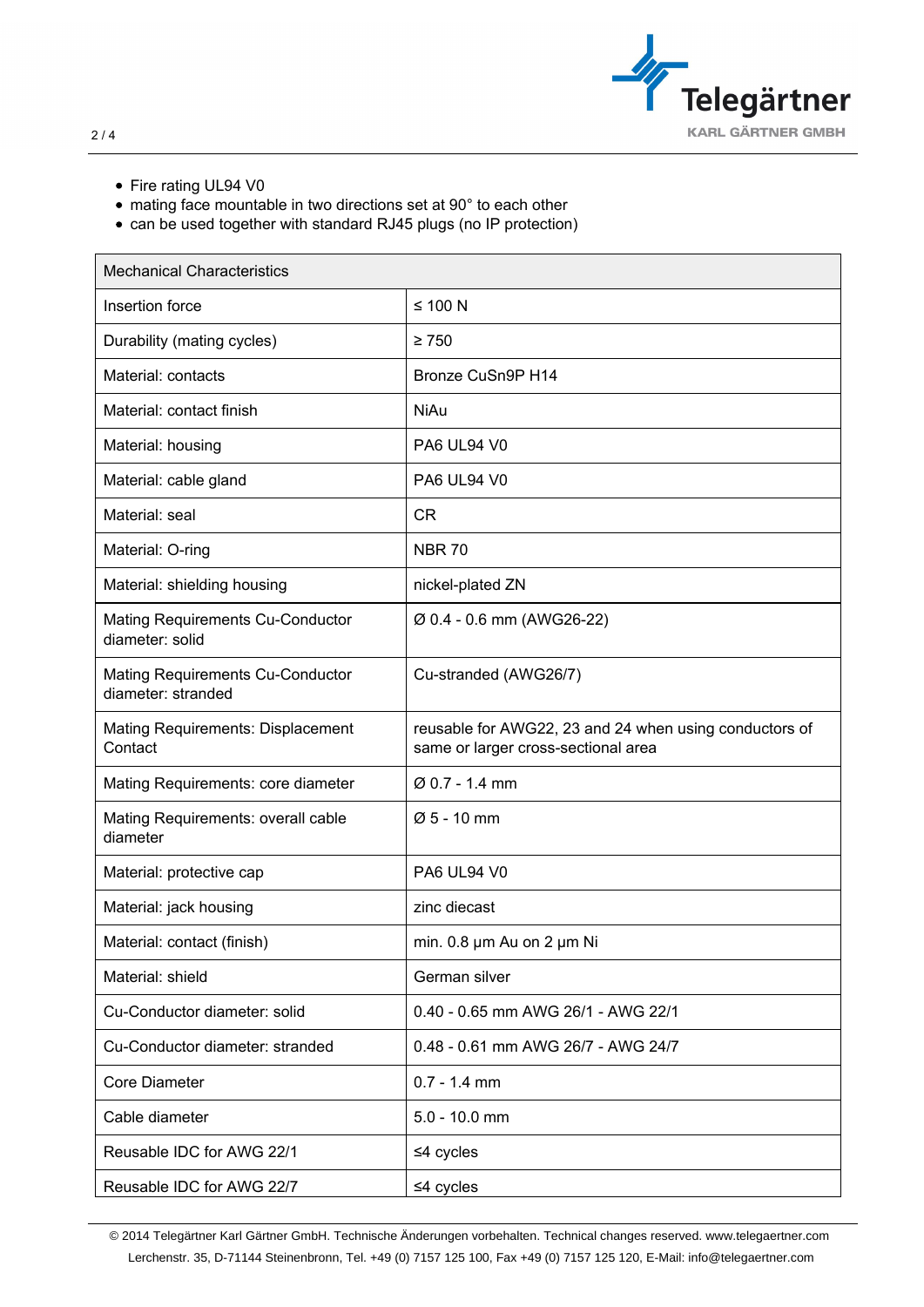- Fire rating UL94 V0
- mating face mountable in two directions set at 90° to each other
- can be used together with standard RJ45 plugs (no IP protection)

| Mechanical Characteristics | |
|---|---|
| Insertion force | ≤ 100 N |
| Durability (mating cycles) | ≥ 750 |
| Material: contacts | Bronze CuSn9P H14 |
| Material: contact finish | NiAu |
| Material: housing | PA6 UL94 V0 |
| Material: cable gland | PA6 UL94 V0 |
| Material: seal | CR |
| Material: O-ring | NBR 70 |
| Material: shielding housing | nickel-plated ZN |
| Mating Requirements Cu-Conductor diameter: solid | Ø 0.4 - 0.6 mm (AWG26-22) |
| Mating Requirements Cu-Conductor diameter: stranded | Cu-stranded (AWG26/7) |
| Mating Requirements: Displacement Contact | reusable for AWG22, 23 and 24 when using conductors of same or larger cross-sectional area |
| Mating Requirements: core diameter | Ø 0.7 - 1.4 mm |
| Mating Requirements: overall cable diameter | Ø 5 - 10 mm |
| Material: protective cap | PA6 UL94 V0 |
| Material: jack housing | zinc diecast |
| Material: contact (finish) | min. 0.8 µm Au on 2 µm Ni |
| Material: shield | German silver |
| Cu-Conductor diameter: solid | 0.40 - 0.65 mm AWG 26/1 - AWG 22/1 |
| Cu-Conductor diameter: stranded | 0.48 - 0.61 mm AWG 26/7 - AWG 24/7 |
| Core Diameter | 0.7 - 1.4 mm |
| Cable diameter | 5.0 - 10.0 mm |
| Reusable IDC for AWG 22/1 | ≤4 cycles |
| Reusable IDC for AWG 22/7 | ≤4 cycles |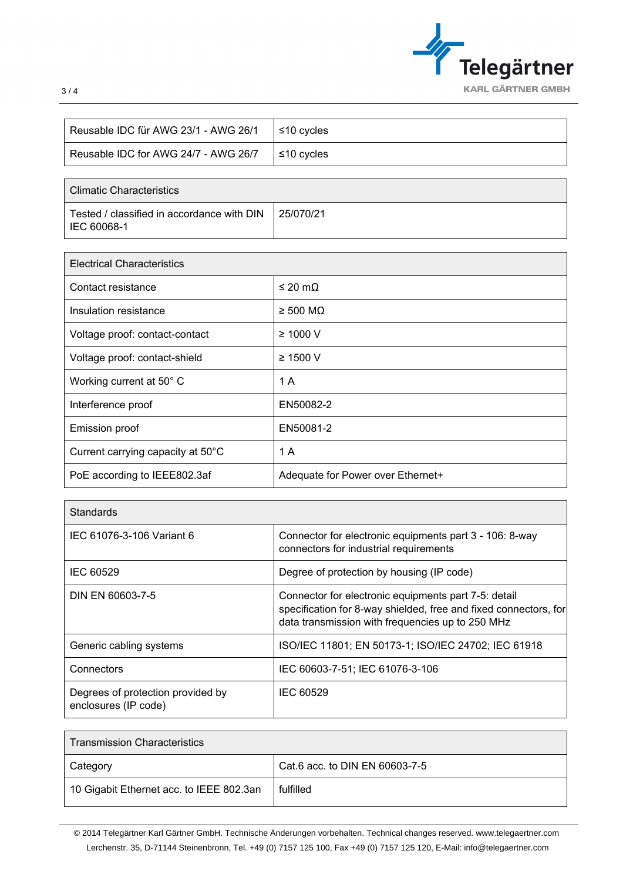| Reusable IDC für AWG 23/1 - AWG 26/1 | ≤10 cycles |
| --- | --- |
| Reusable IDC for AWG 24/7 - AWG 26/7 | ≤10 cycles |

| Climatic Characteristics | |
| --- | --- |
| Tested / classified in accordance with DIN IEC 60068-1 | 25/070/21 |

| Electrical Characteristics | |
| --- | --- |
| Contact resistance | ≤ 20 mΩ |
| Insulation resistance | ≥ 500 MΩ |
| Voltage proof: contact-contact | ≥ 1000 V |
| Voltage proof: contact-shield | ≥ 1500 V |
| Working current at 50° C | 1 A |
| Interference proof | EN50082-2 |
| Emission proof | EN50081-2 |
| Current carrying capacity at 50°C | 1 A |
| PoE according to IEEE802.3af | Adequate for Power over Ethernet+ |

| Standards | |
| --- | --- |
| IEC 61076-3-106 Variant 6 | Connector for electronic equipments part 3 - 106: 8-way connectors for industrial requirements |
| IEC 60529 | Degree of protection by housing (IP code) |
| DIN EN 60603-7-5 | Connector for electronic equipments part 7-5: detail specification for 8-way shielded, free and fixed connectors, for data transmission with frequencies up to 250 MHz |
| Generic cabling systems | ISO/IEC 11801; EN 50173-1; ISO/IEC 24702; IEC 61918 |
| Connectors | IEC 60603-7-51; IEC 61076-3-106 |
| Degrees of protection provided by enclosures (IP code) | IEC 60529 |

| Transmission Characteristics | |
| --- | --- |
| Category | Cat.6 acc. to DIN EN 60603-7-5 |
| 10 Gigabit Ethernet acc. to IEEE 802.3an | fulfilled |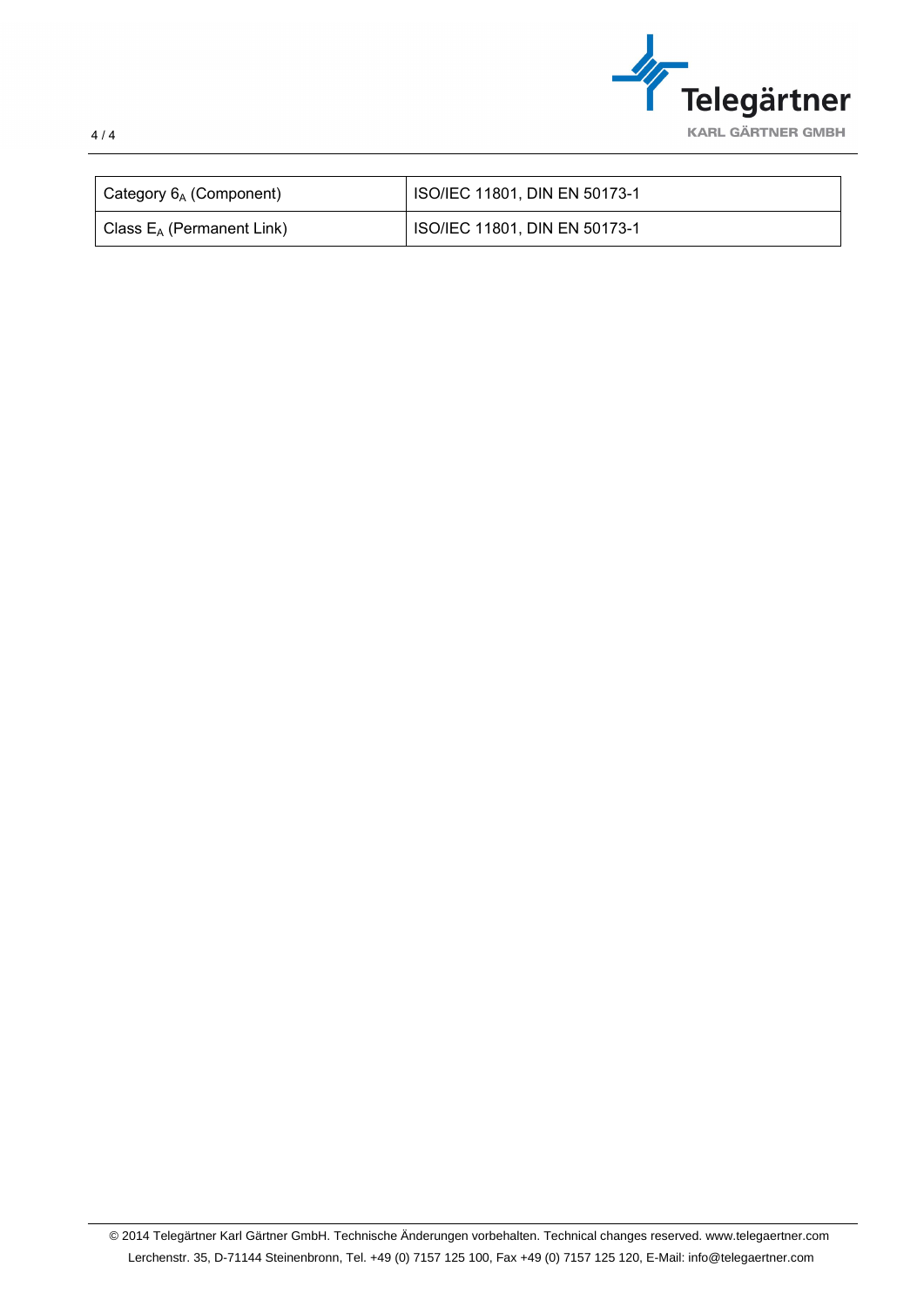| | |
|---|---|
| Category $6_A$ (Component) | ISO/IEC 11801, DIN EN 50173-1 |
| Class $E_A$ (Permanent Link) | ISO/IEC 11801, DIN EN 50173-1 |